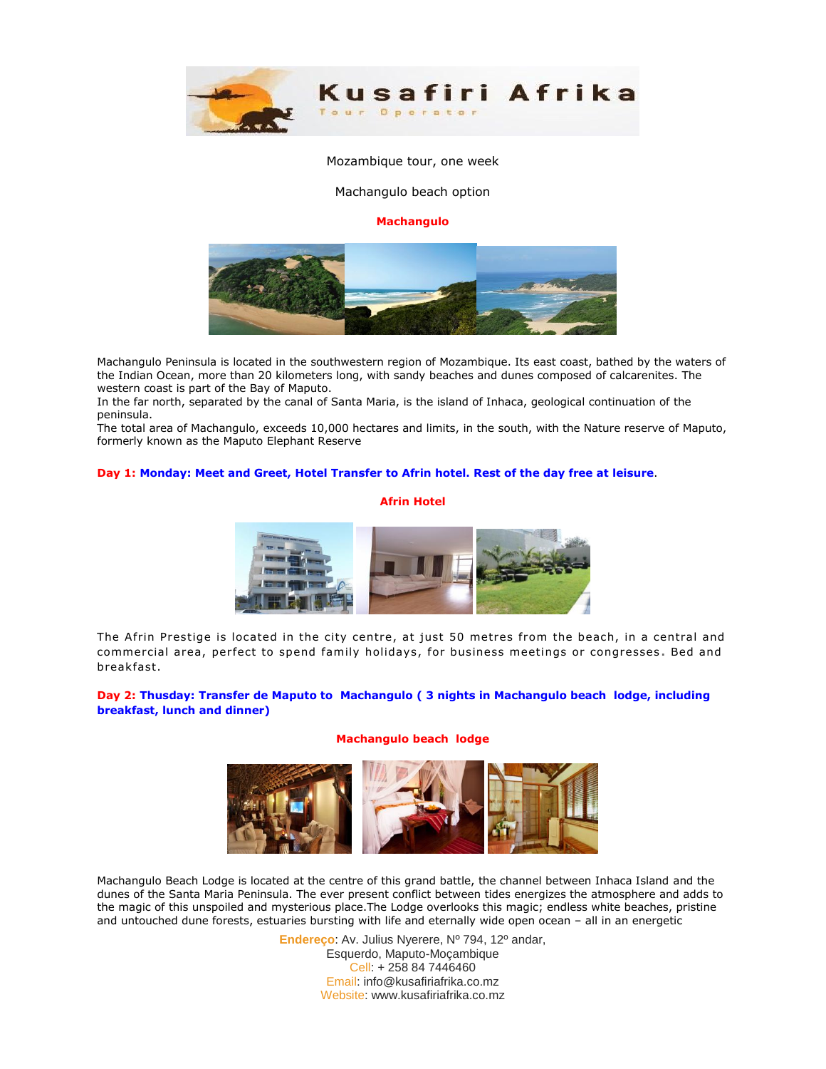# Kusafiri Afrika

Tour Operator

Mozambique tour, one week

Machangulo beach option

## Machangulo

Machangulo Peninsula is located in the southwestern region of Mozambique. Its east coast, bathed by the waters of the Indian Ocean, more than 20 kilometers long, with sandy beaches and dunes composed of calcarenites. The western coast is part of the Bay of Maputo.
In the far north, separated by the canal of Santa Maria, is the island of Inhaca, geological continuation of the peninsula.
The total area of Machangulo, exceeds 10,000 hectares and limits, in the south, with the Nature reserve of Maputo, formerly known as the Maputo Elephant Reserve

**Day 1: Monday: Meet and Greet, Hotel Transfer to Afrin hotel. Rest of the day free at leisure**.

## Afrin Hotel

The Afrin Prestige is located in the city centre, at just 50 metres from the beach, in a central and commercial area, perfect to spend family holidays, for business meetings or congresses. Bed and breakfast.

**Day 2: Thusday: Transfer de Maputo to Machangulo ( 3 nights in Machangulo beach lodge, including breakfast, lunch and dinner)**

## Machangulo beach lodge

Machangulo Beach Lodge is located at the centre of this grand battle, the channel between Inhaca Island and the dunes of the Santa Maria Peninsula. The ever present conflict between tides energizes the atmosphere and adds to the magic of this unspoiled and mysterious place.The Lodge overlooks this magic; endless white beaches, pristine and untouched dune forests, estuaries bursting with life and eternally wide open ocean – all in an energetic

Endereço: Av. Julius Nyerere, Nº 794, 12º andar,
Esquerdo, Maputo-Moçambique
Cell: + 258 84 7446460
Email: info@kusafiriafrika.co.mz
Website: www.kusafiriafrika.co.mz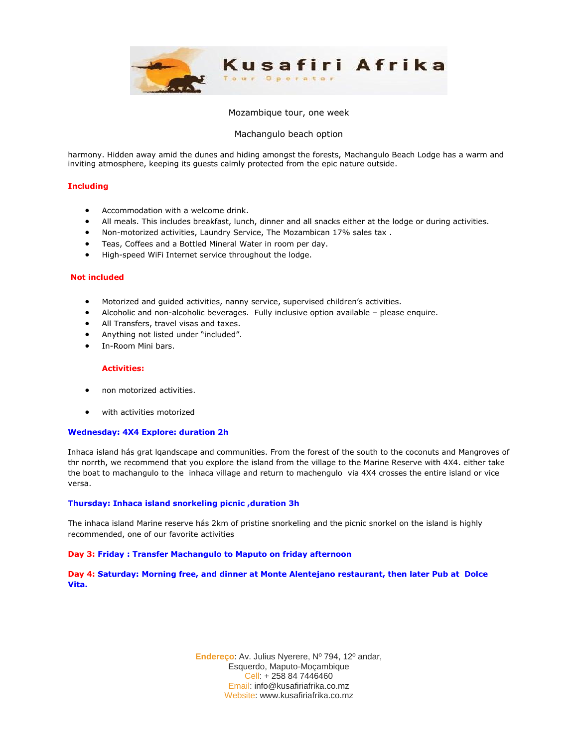Mozambique tour, one week

Machangulo beach option

harmony. Hidden away amid the dunes and hiding amongst the forests, Machangulo Beach Lodge has a warm and inviting atmosphere, keeping its guests calmly protected from the epic nature outside.

**Including**

- Accommodation with a welcome drink.
- All meals. This includes breakfast, lunch, dinner and all snacks either at the lodge or during activities.
- Non-motorized activities, Laundry Service, The Mozambican 17% sales tax .
- Teas, Coffees and a Bottled Mineral Water in room per day.
- High-speed WiFi Internet service throughout the lodge.

**Not included**

- Motorized and guided activities, nanny service, supervised children's activities.
- Alcoholic and non-alcoholic beverages. Fully inclusive option available – please enquire.
- All Transfers, travel visas and taxes.
- Anything not listed under "included".
- In-Room Mini bars.

**Activities:**

- non motorized activities.
- with activities motorized

**Wednesday: 4X4 Explore: duration 2h**

Inhaca island hás grat lqandscape and communities. From the forest of the south to the coconuts and Mangroves of thr norrth, we recommend that you explore the island from the village to the Marine Reserve with 4X4. either take the boat to machangulo to the inhaca village and return to machengulo via 4X4 crosses the entire island or vice versa.

**Thursday: Inhaca island snorkeling picnic ,duration 3h**

The inhaca island Marine reserve hás 2km of pristine snorkeling and the picnic snorkel on the island is highly recommended, one of our favorite activities

**Day 3: Friday : Transfer Machangulo to Maputo on friday afternoon**

**Day 4: Saturday: Morning free, and dinner at Monte Alentejano restaurant, then later Pub at Dolce Vita.**

Endereço: Av. Julius Nyerere, Nº 794, 12º andar,
Esquerdo, Maputo-Moçambique
Cell: + 258 84 7446460
Email: info@kusafiriafrika.co.mz
Website: www.kusafiriafrika.co.mz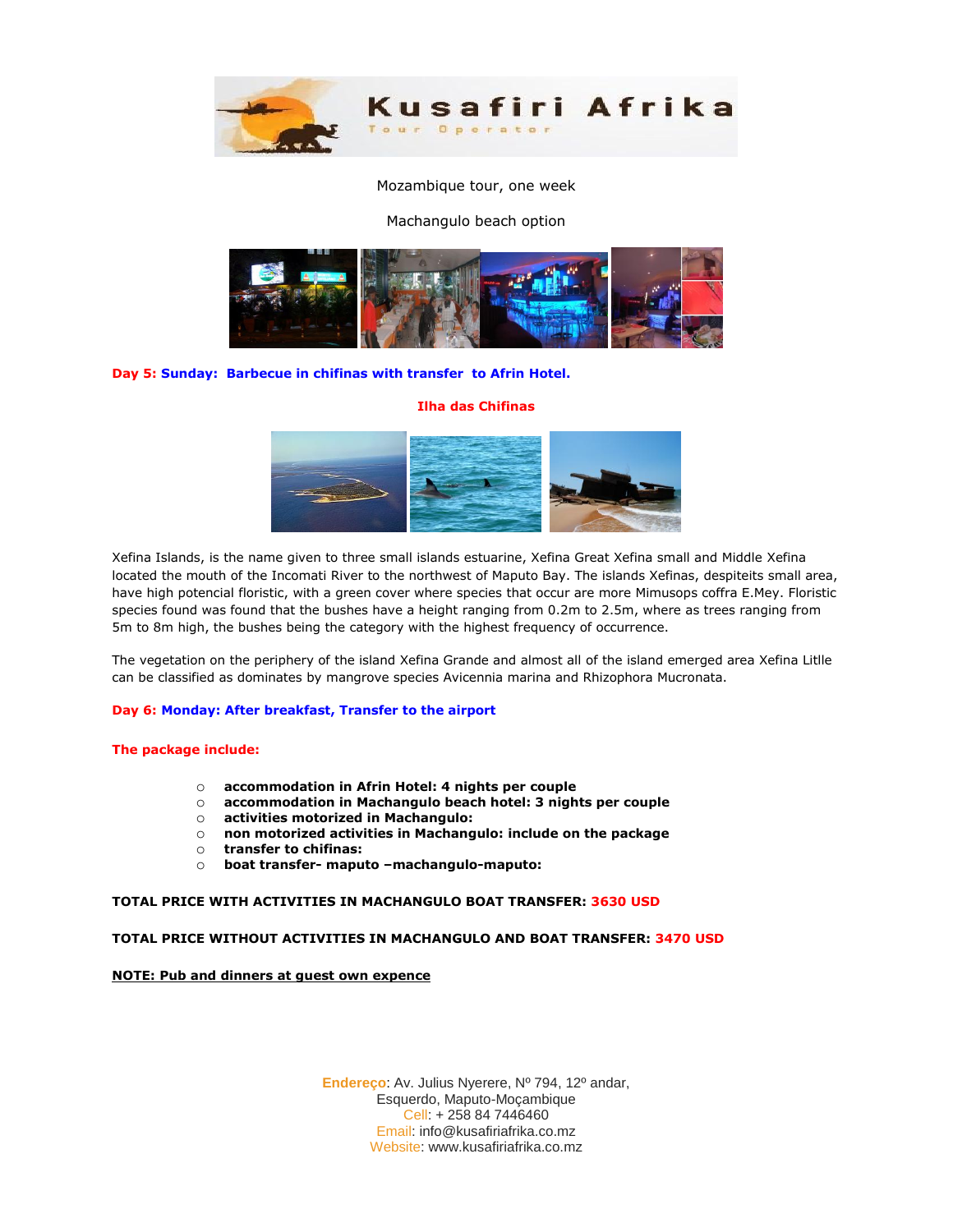Kusafiri Afrika
Tour Operator

Mozambique tour, one week

Machangulo beach option

**Day 5: Sunday: Barbecue in chifinas with transfer to Afrin Hotel.**

**Ilha das Chifinas**

Xefina Islands, is the name given to three small islands estuarine, Xefina Great Xefina small and Middle Xefina located the mouth of the Incomati River to the northwest of Maputo Bay. The islands Xefinas, despiteits small area, have high potencial floristic, with a green cover where species that occur are more Mimusops coffra E.Mey. Floristic species found was found that the bushes have a height ranging from 0.2m to 2.5m, where as trees ranging from 5m to 8m high, the bushes being the category with the highest frequency of occurrence.

The vegetation on the periphery of the island Xefina Grande and almost all of the island emerged area Xefina Litlle can be classified as dominates by mangrove species Avicennia marina and Rhizophora Mucronata.

**Day 6: Monday: After breakfast, Transfer to the airport**

**The package include:**

- **accommodation in Afrin Hotel: 4 nights per couple**
- **accommodation in Machangulo beach hotel: 3 nights per couple**
- **activities motorized in Machangulo:**
- **non motorized activities in Machangulo: include on the package**
- **transfer to chifinas:**
- **boat transfer- maputo –machangulo-maputo:**

**TOTAL PRICE WITH ACTIVITIES IN MACHANGULO BOAT TRANSFER: 3630 USD**

**TOTAL PRICE WITHOUT ACTIVITIES IN MACHANGULO AND BOAT TRANSFER: 3470 USD**

**NOTE: Pub and dinners at guest own expence**

Endereço: Av. Julius Nyerere, Nº 794, 12º andar,
Esquerdo, Maputo-Moçambique
Cell: + 258 84 7446460
Email: info@kusafiriafrika.co.mz
Website: www.kusafiriafrika.co.mz